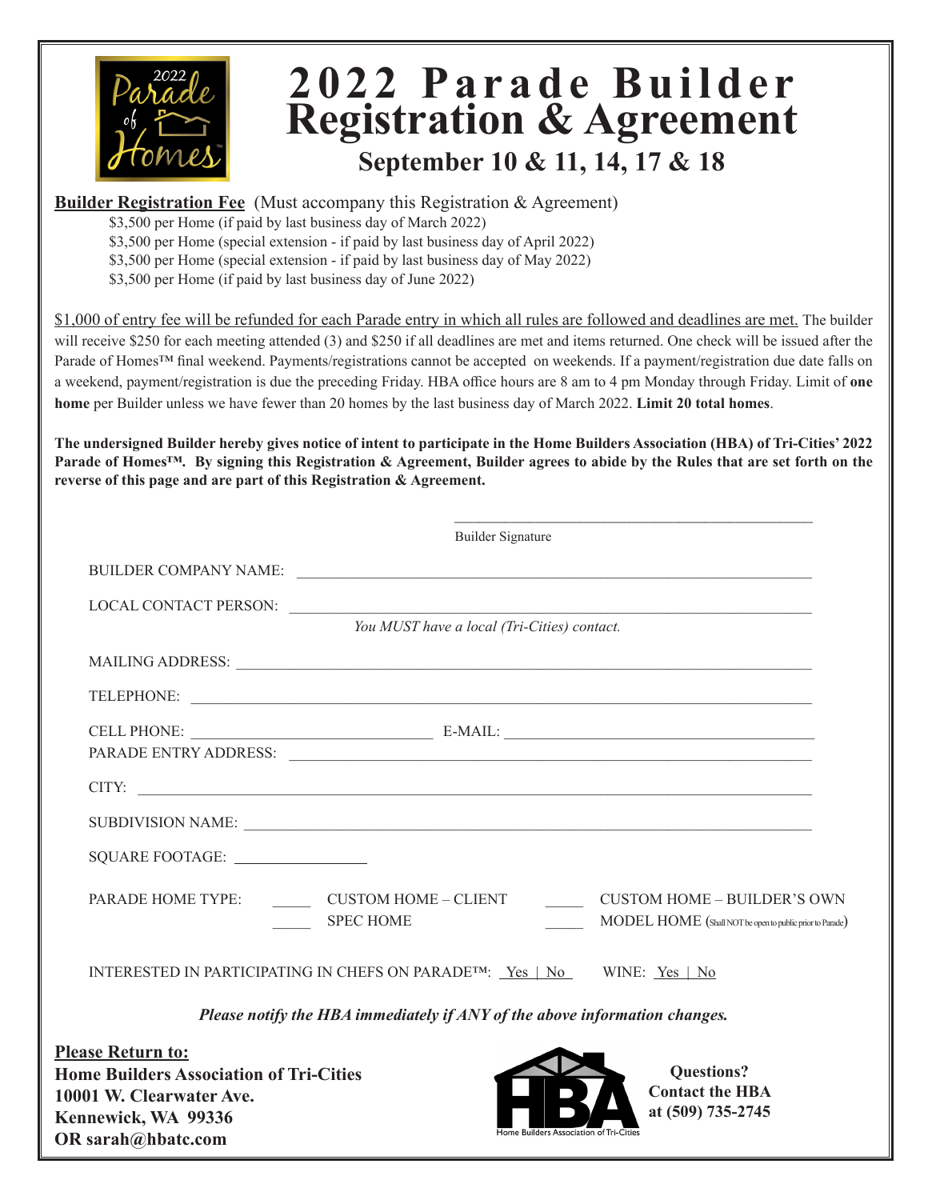# 2022 Parade Builder Registration & Agreement

## September 10 & 11, 14, 17 & 18

**Builder Registration Fee** (Must accompany this Registration & Agreement)

- $3,500 per Home (if paid by last business day of March 2022)
- $3,500 per Home (special extension - if paid by last business day of April 2022)
- $3,500 per Home (special extension - if paid by last business day of May 2022)
- $3,500 per Home (if paid by last business day of June 2022)

$1,000 of entry fee will be refunded for each Parade entry in which all rules are followed and deadlines are met. The builder will receive $250 for each meeting attended (3) and $250 if all deadlines are met and items returned. One check will be issued after the Parade of Homes™ final weekend. Payments/registrations cannot be accepted on weekends. If a payment/registration due date falls on a weekend, payment/registration is due the preceding Friday. HBA office hours are 8 am to 4 pm Monday through Friday. Limit of **one home** per Builder unless we have fewer than 20 homes by the last business day of March 2022. **Limit 20 total homes**.

**The undersigned Builder hereby gives notice of intent to participate in the Home Builders Association (HBA) of Tri-Cities' 2022 Parade of Homes™. By signing this Registration & Agreement, Builder agrees to abide by the Rules that are set forth on the reverse of this page and are part of this Registration & Agreement.**

______________________________________________
Builder Signature

BUILDER COMPANY NAME: ______________________________________________

LOCAL CONTACT PERSON: ______________________________________________

*You MUST have a local (Tri-Cities) contact.*

MAILING ADDRESS: ______________________________________________

TELEPHONE: ______________________________________________

CELL PHONE: ______________________ E-MAIL: ______________________

PARADE ENTRY ADDRESS: ______________________________________________

CITY: ______________________________________________

SUBDIVISION NAME: ______________________________________________

SQUARE FOOTAGE: ________________

PARADE HOME TYPE:
- _____ CUSTOM HOME – CLIENT
- _____ CUSTOM HOME – BUILDER'S OWN
- _____ SPEC HOME
- _____ MODEL HOME (Shall NOT be open to public prior to Parade)

INTERESTED IN PARTICIPATING IN CHEFS ON PARADE™: Yes | No    WINE: Yes | No

***Please notify the HBA immediately if ANY of the above information changes.***

**Please Return to:**
**Home Builders Association of Tri-Cities**
**10001 W. Clearwater Ave.**
**Kennewick, WA 99336**
**OR sarah@hbatc.com**

**Questions? Contact the HBA at (509) 735-2745**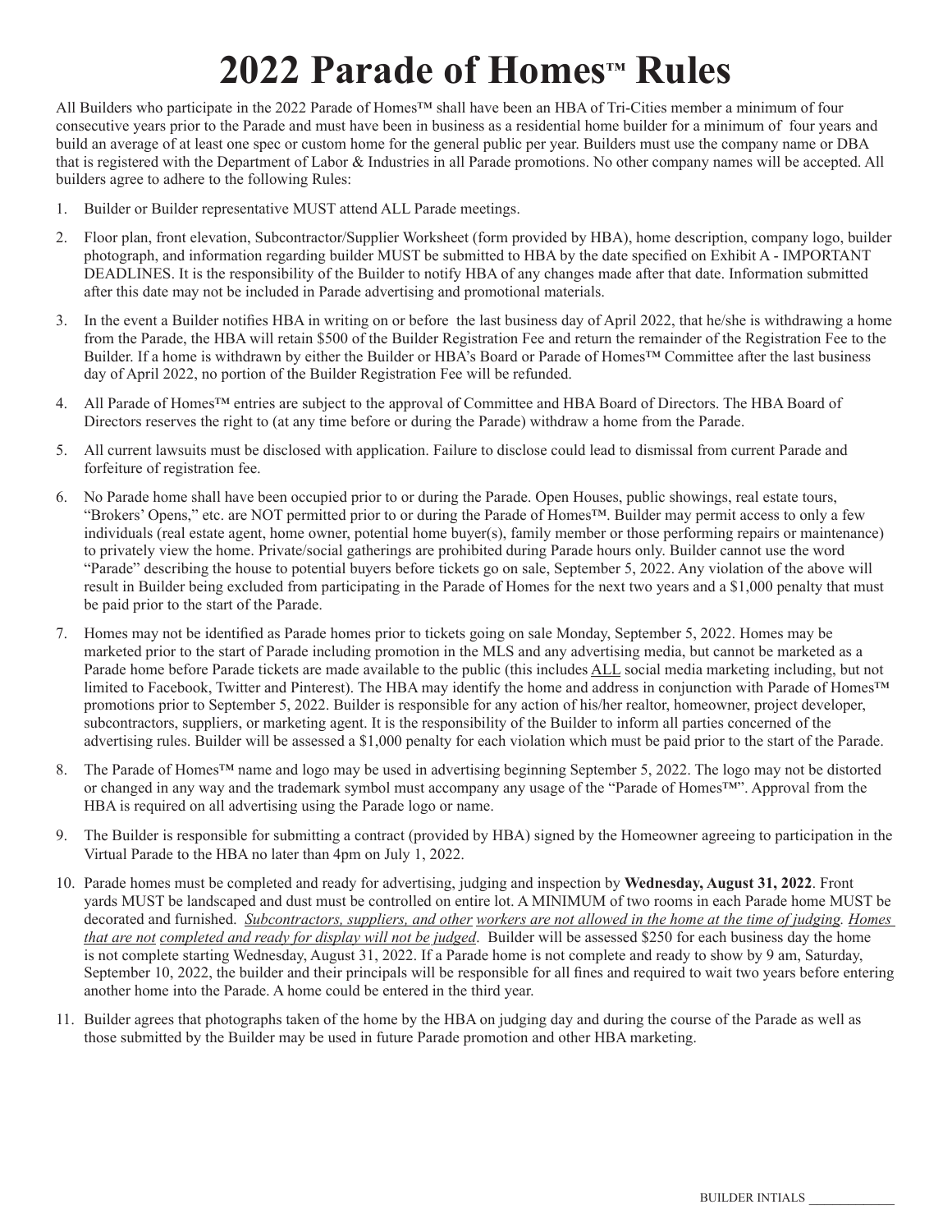# 2022 Parade of Homes™ Rules

All Builders who participate in the 2022 Parade of Homes™ shall have been an HBA of Tri-Cities member a minimum of four consecutive years prior to the Parade and must have been in business as a residential home builder for a minimum of four years and build an average of at least one spec or custom home for the general public per year. Builders must use the company name or DBA that is registered with the Department of Labor & Industries in all Parade promotions. No other company names will be accepted. All builders agree to adhere to the following Rules:

1. Builder or Builder representative MUST attend ALL Parade meetings.
2. Floor plan, front elevation, Subcontractor/Supplier Worksheet (form provided by HBA), home description, company logo, builder photograph, and information regarding builder MUST be submitted to HBA by the date specified on Exhibit A - IMPORTANT DEADLINES. It is the responsibility of the Builder to notify HBA of any changes made after that date. Information submitted after this date may not be included in Parade advertising and promotional materials.
3. In the event a Builder notifies HBA in writing on or before the last business day of April 2022, that he/she is withdrawing a home from the Parade, the HBA will retain $500 of the Builder Registration Fee and return the remainder of the Registration Fee to the Builder. If a home is withdrawn by either the Builder or HBA's Board or Parade of Homes™ Committee after the last business day of April 2022, no portion of the Builder Registration Fee will be refunded.
4. All Parade of Homes™ entries are subject to the approval of Committee and HBA Board of Directors. The HBA Board of Directors reserves the right to (at any time before or during the Parade) withdraw a home from the Parade.
5. All current lawsuits must be disclosed with application. Failure to disclose could lead to dismissal from current Parade and forfeiture of registration fee.
6. No Parade home shall have been occupied prior to or during the Parade. Open Houses, public showings, real estate tours, "Brokers' Opens," etc. are NOT permitted prior to or during the Parade of Homes™. Builder may permit access to only a few individuals (real estate agent, home owner, potential home buyer(s), family member or those performing repairs or maintenance) to privately view the home. Private/social gatherings are prohibited during Parade hours only. Builder cannot use the word "Parade" describing the house to potential buyers before tickets go on sale, September 5, 2022. Any violation of the above will result in Builder being excluded from participating in the Parade of Homes for the next two years and a $1,000 penalty that must be paid prior to the start of the Parade.
7. Homes may not be identified as Parade homes prior to tickets going on sale Monday, September 5, 2022. Homes may be marketed prior to the start of Parade including promotion in the MLS and any advertising media, but cannot be marketed as a Parade home before Parade tickets are made available to the public (this includes <u>ALL</u> social media marketing including, but not limited to Facebook, Twitter and Pinterest). The HBA may identify the home and address in conjunction with Parade of Homes™ promotions prior to September 5, 2022. Builder is responsible for any action of his/her realtor, homeowner, project developer, subcontractors, suppliers, or marketing agent. It is the responsibility of the Builder to inform all parties concerned of the advertising rules. Builder will be assessed a $1,000 penalty for each violation which must be paid prior to the start of the Parade.
8. The Parade of Homes™ name and logo may be used in advertising beginning September 5, 2022. The logo may not be distorted or changed in any way and the trademark symbol must accompany any usage of the "Parade of Homes™". Approval from the HBA is required on all advertising using the Parade logo or name.
9. The Builder is responsible for submitting a contract (provided by HBA) signed by the Homeowner agreeing to participation in the Virtual Parade to the HBA no later than 4pm on July 1, 2022.
10. Parade homes must be completed and ready for advertising, judging and inspection by **Wednesday, August 31, 2022**. Front yards MUST be landscaped and dust must be controlled on entire lot. A MINIMUM of two rooms in each Parade home MUST be decorated and furnished. <u>*Subcontractors, suppliers, and other*</u> <u>*workers are not allowed in the home at the time of judging*</u>. <u>*Homes that are not*</u> <u>*completed and ready for display will not be judged*</u>. Builder will be assessed $250 for each business day the home is not complete starting Wednesday, August 31, 2022. If a Parade home is not complete and ready to show by 9 am, Saturday, September 10, 2022, the builder and their principals will be responsible for all fines and required to wait two years before entering another home into the Parade. A home could be entered in the third year.
11. Builder agrees that photographs taken of the home by the HBA on judging day and during the course of the Parade as well as those submitted by the Builder may be used in future Parade promotion and other HBA marketing.

BUILDER INTIALS ____________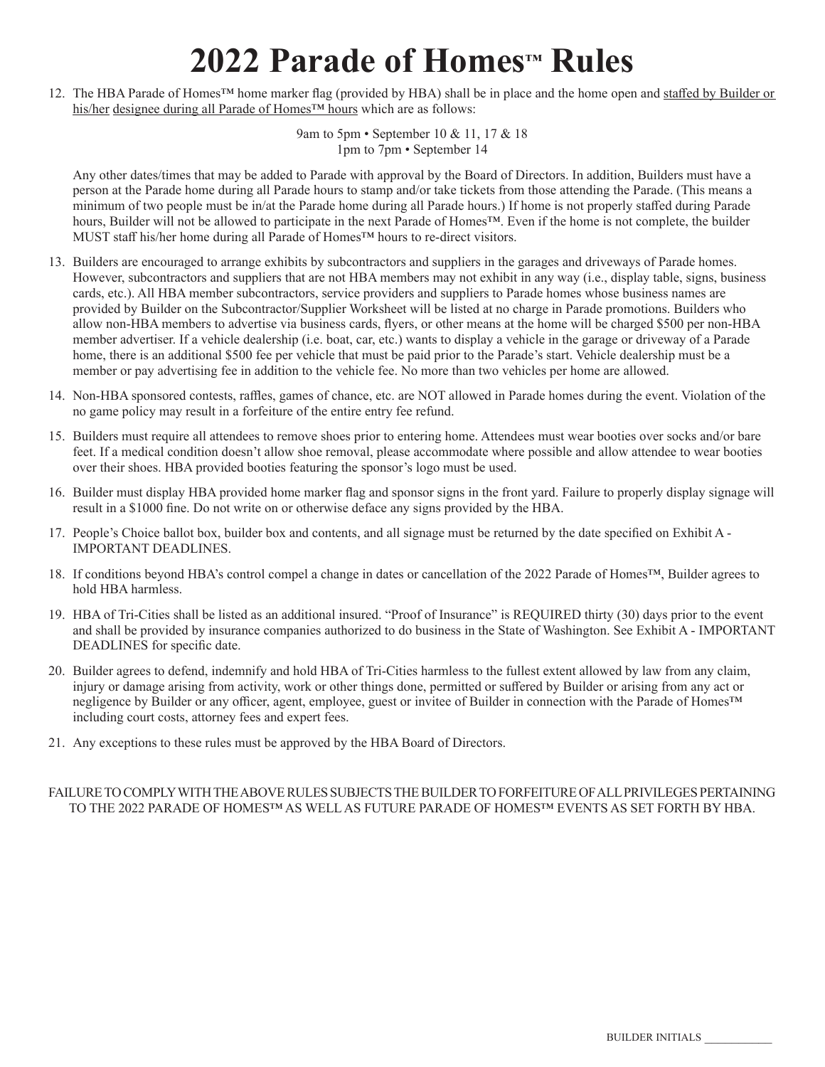# 2022 Parade of Homes™ Rules

12. The HBA Parade of Homes™ home marker flag (provided by HBA) shall be in place and the home open and staffed by Builder or his/her designee during all Parade of Homes™ hours which are as follows:

    9am to 5pm • September 10 & 11, 17 & 18
    1pm to 7pm • September 14

    Any other dates/times that may be added to Parade with approval by the Board of Directors. In addition, Builders must have a person at the Parade home during all Parade hours to stamp and/or take tickets from those attending the Parade. (This means a minimum of two people must be in/at the Parade home during all Parade hours.) If home is not properly staffed during Parade hours, Builder will not be allowed to participate in the next Parade of Homes™. Even if the home is not complete, the builder MUST staff his/her home during all Parade of Homes™ hours to re-direct visitors.

13. Builders are encouraged to arrange exhibits by subcontractors and suppliers in the garages and driveways of Parade homes. However, subcontractors and suppliers that are not HBA members may not exhibit in any way (i.e., display table, signs, business cards, etc.). All HBA member subcontractors, service providers and suppliers to Parade homes whose business names are provided by Builder on the Subcontractor/Supplier Worksheet will be listed at no charge in Parade promotions. Builders who allow non-HBA members to advertise via business cards, flyers, or other means at the home will be charged $500 per non-HBA member advertiser. If a vehicle dealership (i.e. boat, car, etc.) wants to display a vehicle in the garage or driveway of a Parade home, there is an additional $500 fee per vehicle that must be paid prior to the Parade's start. Vehicle dealership must be a member or pay advertising fee in addition to the vehicle fee. No more than two vehicles per home are allowed.

14. Non-HBA sponsored contests, raffles, games of chance, etc. are NOT allowed in Parade homes during the event. Violation of the no game policy may result in a forfeiture of the entire entry fee refund.

15. Builders must require all attendees to remove shoes prior to entering home. Attendees must wear booties over socks and/or bare feet. If a medical condition doesn't allow shoe removal, please accommodate where possible and allow attendee to wear booties over their shoes. HBA provided booties featuring the sponsor's logo must be used.

16. Builder must display HBA provided home marker flag and sponsor signs in the front yard. Failure to properly display signage will result in a $1000 fine. Do not write on or otherwise deface any signs provided by the HBA.

17. People's Choice ballot box, builder box and contents, and all signage must be returned by the date specified on Exhibit A - IMPORTANT DEADLINES.

18. If conditions beyond HBA's control compel a change in dates or cancellation of the 2022 Parade of Homes™, Builder agrees to hold HBA harmless.

19. HBA of Tri-Cities shall be listed as an additional insured. "Proof of Insurance" is REQUIRED thirty (30) days prior to the event and shall be provided by insurance companies authorized to do business in the State of Washington. See Exhibit A - IMPORTANT DEADLINES for specific date.

20. Builder agrees to defend, indemnify and hold HBA of Tri-Cities harmless to the fullest extent allowed by law from any claim, injury or damage arising from activity, work or other things done, permitted or suffered by Builder or arising from any act or negligence by Builder or any officer, agent, employee, guest or invitee of Builder in connection with the Parade of Homes™ including court costs, attorney fees and expert fees.

21. Any exceptions to these rules must be approved by the HBA Board of Directors.

FAILURE TO COMPLY WITH THE ABOVE RULES SUBJECTS THE BUILDER TO FORFEITURE OF ALL PRIVILEGES PERTAINING TO THE 2022 PARADE OF HOMES™ AS WELL AS FUTURE PARADE OF HOMES™ EVENTS AS SET FORTH BY HBA.

BUILDER INITIALS ___________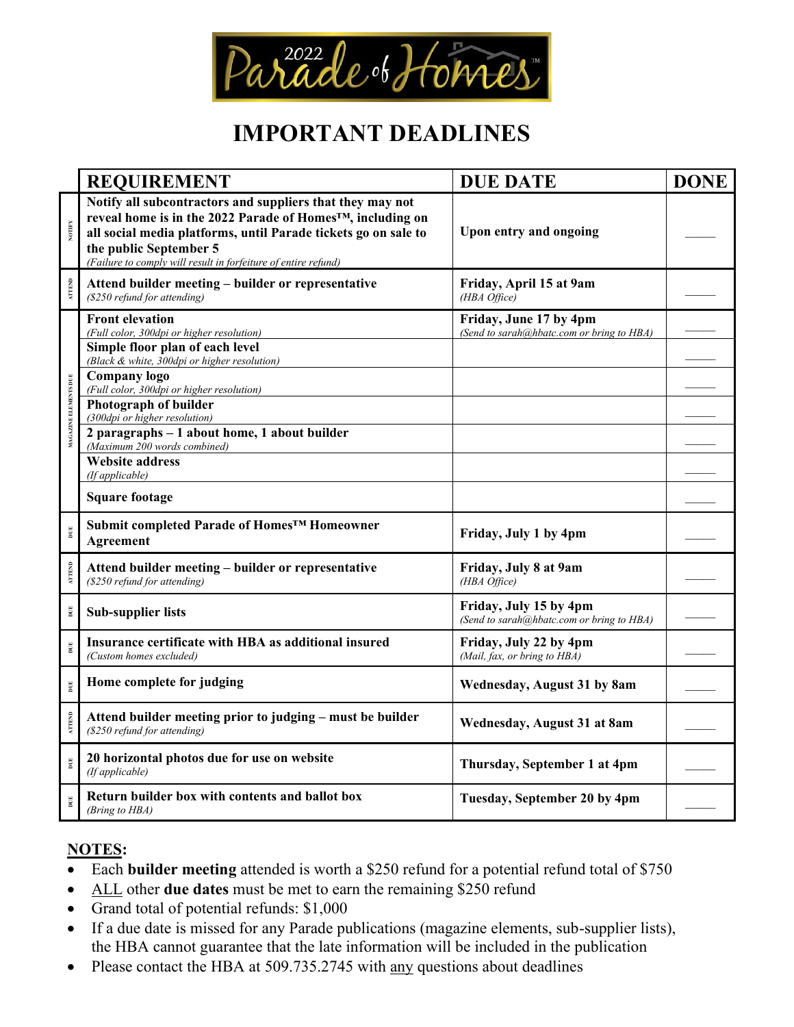2022 Parade of Homes™

# IMPORTANT DEADLINES

| | REQUIREMENT | DUE DATE | DONE |
|---|---|---|---|
| NOTIFY | **Notify all subcontractors and suppliers that they may not reveal home is in the 2022 Parade of Homes™, including on all social media platforms, until Parade tickets go on sale to the public September 5** *(Failure to comply will result in forfeiture of entire refund)* | **Upon entry and ongoing** | ____ |
| ATTEND | **Attend builder meeting – builder or representative** *($250 refund for attending)* | **Friday, April 15 at 9am** *(HBA Office)* | ____ |
| MAGAZINE ELEMENTS DUE | **Front elevation** *(Full color, 300dpi or higher resolution)* | **Friday, June 17 by 4pm** *(Send to sarah@hbatc.com or bring to HBA)* | ____ |
| | **Simple floor plan of each level** *(Black & white, 300dpi or higher resolution)* | | ____ |
| | **Company logo** *(Full color, 300dpi or higher resolution)* | | ____ |
| | **Photograph of builder** *(300dpi or higher resolution)* | | ____ |
| | **2 paragraphs – 1 about home, 1 about builder** *(Maximum 200 words combined)* | | ____ |
| | **Website address** *(If applicable)* | | ____ |
| | **Square footage** | | ____ |
| DUE | **Submit completed Parade of Homes™ Homeowner Agreement** | **Friday, July 1 by 4pm** | ____ |
| ATTEND | **Attend builder meeting – builder or representative** *($250 refund for attending)* | **Friday, July 8 at 9am** *(HBA Office)* | ____ |
| DUE | **Sub-supplier lists** | **Friday, July 15 by 4pm** *(Send to sarah@hbatc.com or bring to HBA)* | ____ |
| DUE | **Insurance certificate with HBA as additional insured** *(Custom homes excluded)* | **Friday, July 22 by 4pm** *(Mail, fax, or bring to HBA)* | ____ |
| DUE | **Home complete for judging** | **Wednesday, August 31 by 8am** | ____ |
| ATTEND | **Attend builder meeting prior to judging – must be builder** *($250 refund for attending)* | **Wednesday, August 31 at 8am** | ____ |
| DUE | **20 horizontal photos due for use on website** *(If applicable)* | **Thursday, September 1 at 4pm** | ____ |
| DUE | **Return builder box with contents and ballot box** *(Bring to HBA)* | **Tuesday, September 20 by 4pm** | ____ |

**NOTES:**

- Each **builder meeting** attended is worth a $250 refund for a potential refund total of $750
- ALL other **due dates** must be met to earn the remaining $250 refund
- Grand total of potential refunds: $1,000
- If a due date is missed for any Parade publications (magazine elements, sub-supplier lists), the HBA cannot guarantee that the late information will be included in the publication
- Please contact the HBA at 509.735.2745 with any questions about deadlines